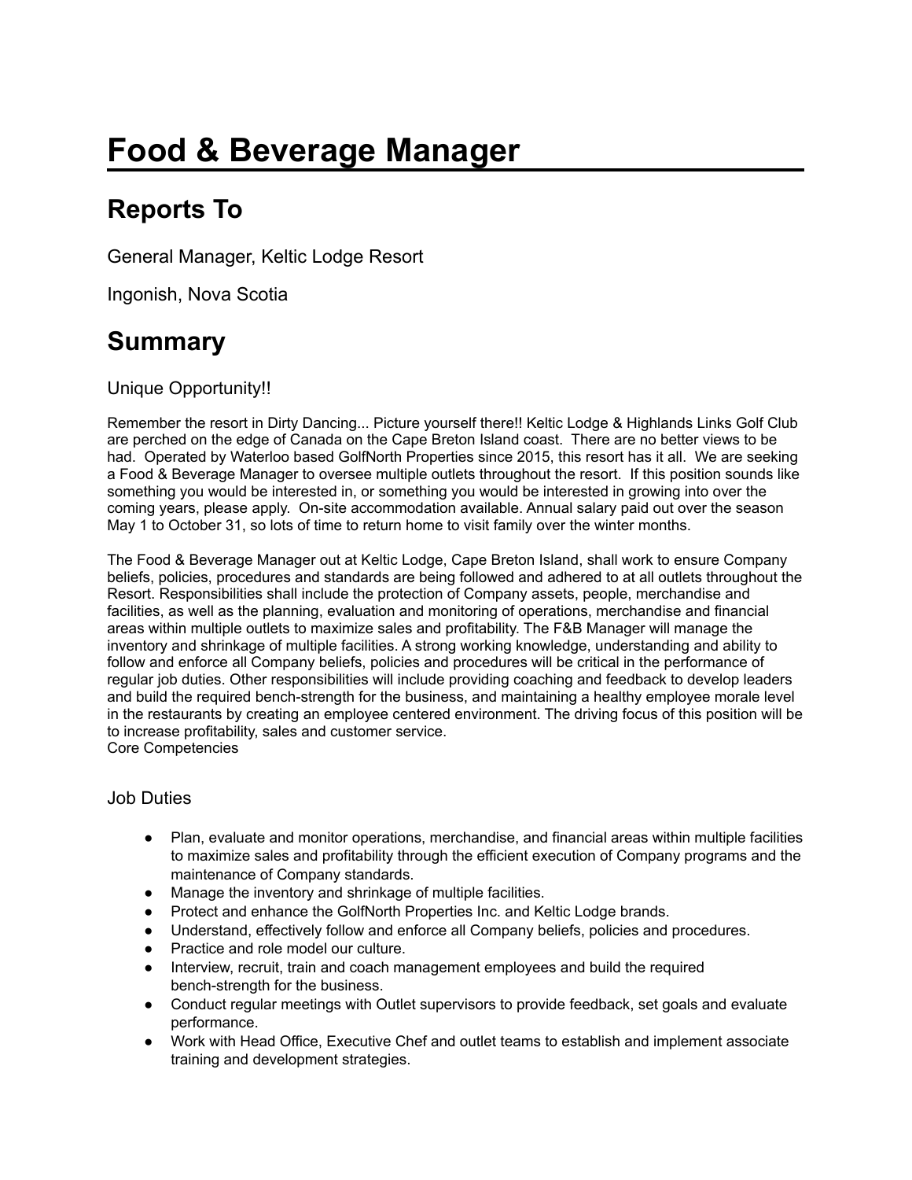# Food & Beverage Manager

## Reports To

General Manager, Keltic Lodge Resort

Ingonish, Nova Scotia

## Summary

### Unique Opportunity!!

Remember the resort in Dirty Dancing... Picture yourself there!! Keltic Lodge & Highlands Links Golf Club are perched on the edge of Canada on the Cape Breton Island coast. There are no better views to be had. Operated by Waterloo based GolfNorth Properties since 2015, this resort has it all. We are seeking a Food & Beverage Manager to oversee multiple outlets throughout the resort. If this position sounds like something you would be interested in, or something you would be interested in growing into over the coming years, please apply. On-site accommodation available. Annual salary paid out over the season May 1 to October 31, so lots of time to return home to visit family over the winter months.

The Food & Beverage Manager out at Keltic Lodge, Cape Breton Island, shall work to ensure Company beliefs, policies, procedures and standards are being followed and adhered to at all outlets throughout the Resort. Responsibilities shall include the protection of Company assets, people, merchandise and facilities, as well as the planning, evaluation and monitoring of operations, merchandise and financial areas within multiple outlets to maximize sales and profitability. The F&B Manager will manage the inventory and shrinkage of multiple facilities. A strong working knowledge, understanding and ability to follow and enforce all Company beliefs, policies and procedures will be critical in the performance of regular job duties. Other responsibilities will include providing coaching and feedback to develop leaders and build the required bench-strength for the business, and maintaining a healthy employee morale level in the restaurants by creating an employee centered environment. The driving focus of this position will be to increase profitability, sales and customer service.
Core Competencies

### Job Duties

- Plan, evaluate and monitor operations, merchandise, and financial areas within multiple facilities to maximize sales and profitability through the efficient execution of Company programs and the maintenance of Company standards.
- Manage the inventory and shrinkage of multiple facilities.
- Protect and enhance the GolfNorth Properties Inc. and Keltic Lodge brands.
- Understand, effectively follow and enforce all Company beliefs, policies and procedures.
- Practice and role model our culture.
- Interview, recruit, train and coach management employees and build the required bench-strength for the business.
- Conduct regular meetings with Outlet supervisors to provide feedback, set goals and evaluate performance.
- Work with Head Office, Executive Chef and outlet teams to establish and implement associate training and development strategies.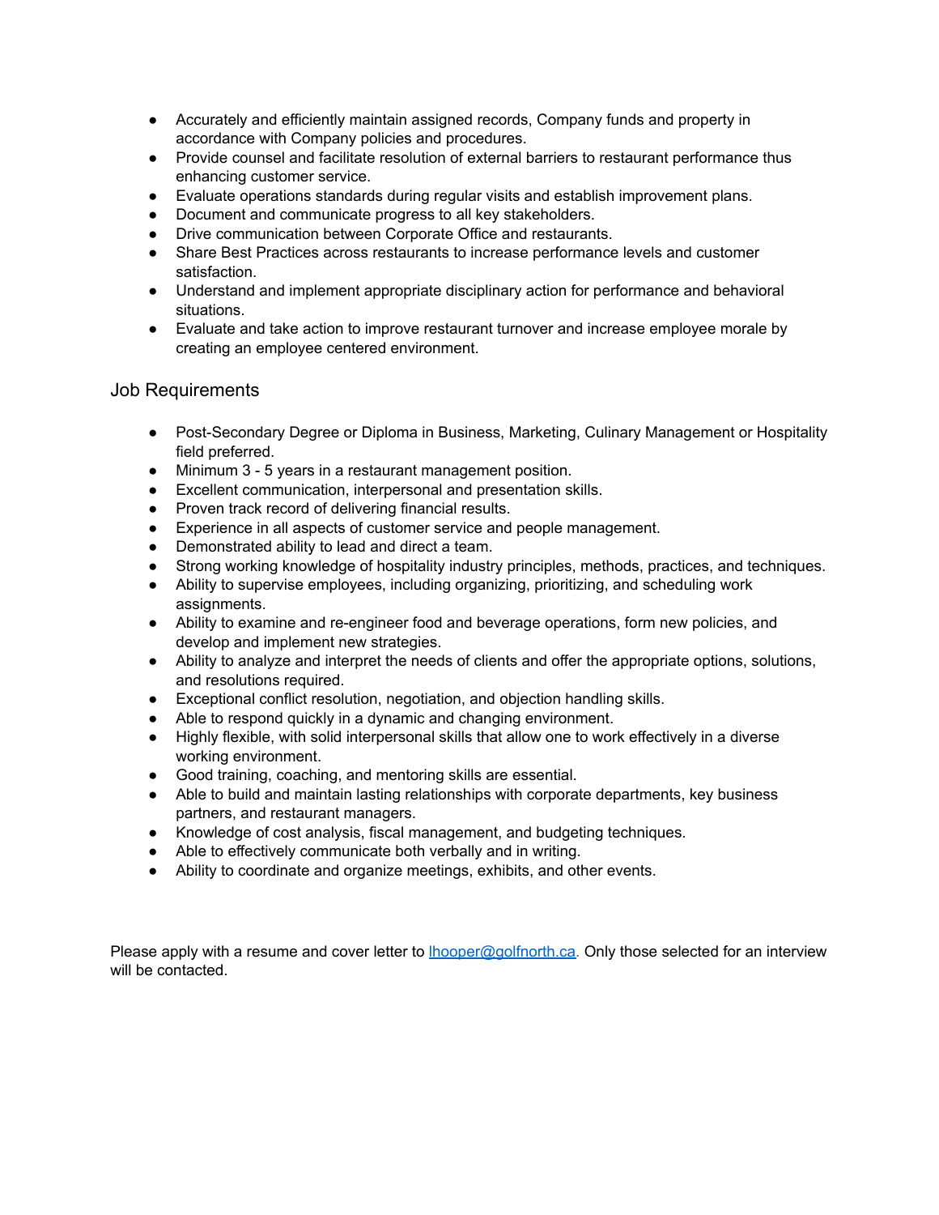- Accurately and efficiently maintain assigned records, Company funds and property in accordance with Company policies and procedures.
- Provide counsel and facilitate resolution of external barriers to restaurant performance thus enhancing customer service.
- Evaluate operations standards during regular visits and establish improvement plans.
- Document and communicate progress to all key stakeholders.
- Drive communication between Corporate Office and restaurants.
- Share Best Practices across restaurants to increase performance levels and customer satisfaction.
- Understand and implement appropriate disciplinary action for performance and behavioral situations.
- Evaluate and take action to improve restaurant turnover and increase employee morale by creating an employee centered environment.

## Job Requirements

- Post-Secondary Degree or Diploma in Business, Marketing, Culinary Management or Hospitality field preferred.
- Minimum 3 - 5 years in a restaurant management position.
- Excellent communication, interpersonal and presentation skills.
- Proven track record of delivering financial results.
- Experience in all aspects of customer service and people management.
- Demonstrated ability to lead and direct a team.
- Strong working knowledge of hospitality industry principles, methods, practices, and techniques.
- Ability to supervise employees, including organizing, prioritizing, and scheduling work assignments.
- Ability to examine and re-engineer food and beverage operations, form new policies, and develop and implement new strategies.
- Ability to analyze and interpret the needs of clients and offer the appropriate options, solutions, and resolutions required.
- Exceptional conflict resolution, negotiation, and objection handling skills.
- Able to respond quickly in a dynamic and changing environment.
- Highly flexible, with solid interpersonal skills that allow one to work effectively in a diverse working environment.
- Good training, coaching, and mentoring skills are essential.
- Able to build and maintain lasting relationships with corporate departments, key business partners, and restaurant managers.
- Knowledge of cost analysis, fiscal management, and budgeting techniques.
- Able to effectively communicate both verbally and in writing.
- Ability to coordinate and organize meetings, exhibits, and other events.

Please apply with a resume and cover letter to [lhooper@golfnorth.ca](mailto:lhooper@golfnorth.ca). Only those selected for an interview will be contacted.